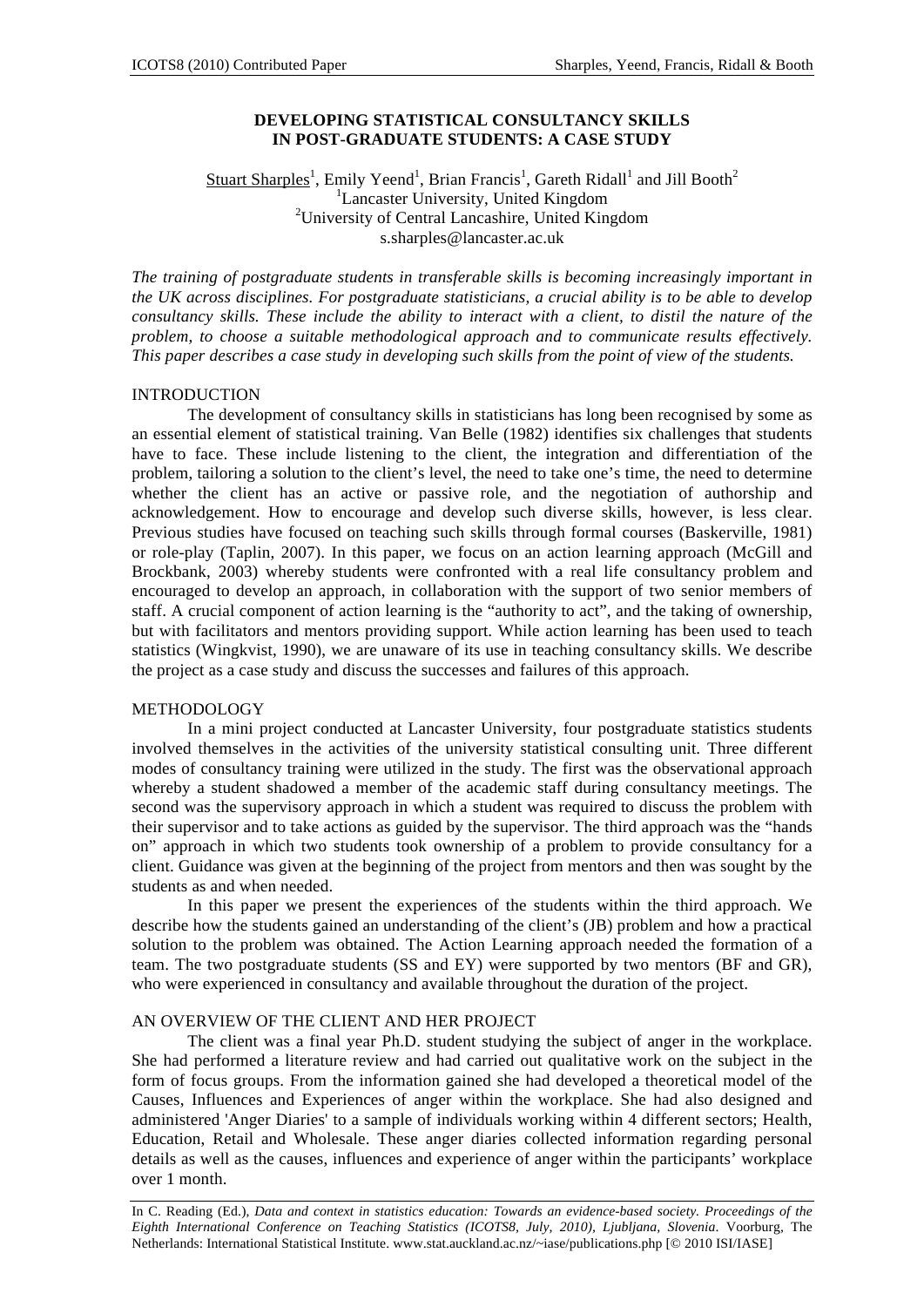# DEVELOPING STATISTICAL CONSULTANCY SKILLS IN POST-GRADUATE STUDENTS: A CASE STUDY

Stuart Sharples[1], Emily Yeend[1], Brian Francis[1], Gareth Ridall[1] and Jill Booth[2]
[1]Lancaster University, United Kingdom
[2]University of Central Lancashire, United Kingdom
s.sharples@lancaster.ac.uk

*The training of postgraduate students in transferable skills is becoming increasingly important in the UK across disciplines. For postgraduate statisticians, a crucial ability is to be able to develop consultancy skills. These include the ability to interact with a client, to distil the nature of the problem, to choose a suitable methodological approach and to communicate results effectively. This paper describes a case study in developing such skills from the point of view of the students.*

## INTRODUCTION

The development of consultancy skills in statisticians has long been recognised by some as an essential element of statistical training. Van Belle (1982) identifies six challenges that students have to face. These include listening to the client, the integration and differentiation of the problem, tailoring a solution to the client's level, the need to take one's time, the need to determine whether the client has an active or passive role, and the negotiation of authorship and acknowledgement. How to encourage and develop such diverse skills, however, is less clear. Previous studies have focused on teaching such skills through formal courses (Baskerville, 1981) or role-play (Taplin, 2007). In this paper, we focus on an action learning approach (McGill and Brockbank, 2003) whereby students were confronted with a real life consultancy problem and encouraged to develop an approach, in collaboration with the support of two senior members of staff. A crucial component of action learning is the "authority to act", and the taking of ownership, but with facilitators and mentors providing support. While action learning has been used to teach statistics (Wingkvist, 1990), we are unaware of its use in teaching consultancy skills. We describe the project as a case study and discuss the successes and failures of this approach.

## METHODOLOGY

In a mini project conducted at Lancaster University, four postgraduate statistics students involved themselves in the activities of the university statistical consulting unit. Three different modes of consultancy training were utilized in the study. The first was the observational approach whereby a student shadowed a member of the academic staff during consultancy meetings. The second was the supervisory approach in which a student was required to discuss the problem with their supervisor and to take actions as guided by the supervisor. The third approach was the "hands on" approach in which two students took ownership of a problem to provide consultancy for a client. Guidance was given at the beginning of the project from mentors and then was sought by the students as and when needed.

In this paper we present the experiences of the students within the third approach. We describe how the students gained an understanding of the client's (JB) problem and how a practical solution to the problem was obtained. The Action Learning approach needed the formation of a team. The two postgraduate students (SS and EY) were supported by two mentors (BF and GR), who were experienced in consultancy and available throughout the duration of the project.

## AN OVERVIEW OF THE CLIENT AND HER PROJECT

The client was a final year Ph.D. student studying the subject of anger in the workplace. She had performed a literature review and had carried out qualitative work on the subject in the form of focus groups. From the information gained she had developed a theoretical model of the Causes, Influences and Experiences of anger within the workplace. She had also designed and administered 'Anger Diaries' to a sample of individuals working within 4 different sectors; Health, Education, Retail and Wholesale. These anger diaries collected information regarding personal details as well as the causes, influences and experience of anger within the participants' workplace over 1 month.

In C. Reading (Ed.), *Data and context in statistics education: Towards an evidence-based society. Proceedings of the Eighth International Conference on Teaching Statistics (ICOTS8, July, 2010), Ljubljana, Slovenia*. Voorburg, The Netherlands: International Statistical Institute. www.stat.auckland.ac.nz/~iase/publications.php [© 2010 ISI/IASE]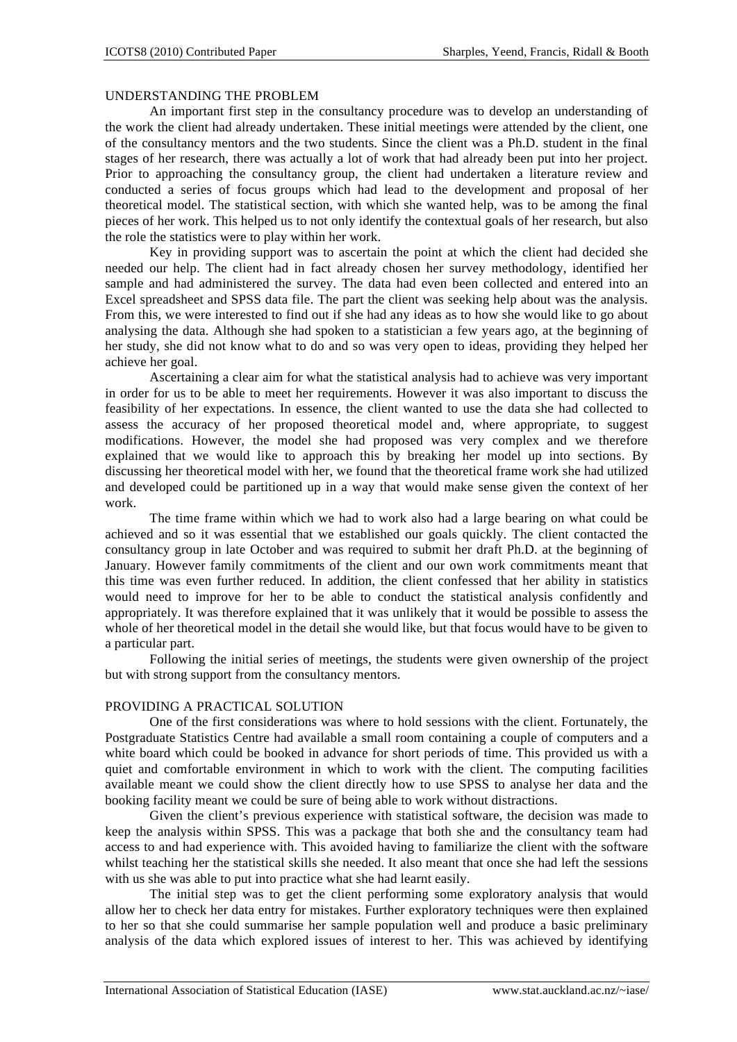## UNDERSTANDING THE PROBLEM

An important first step in the consultancy procedure was to develop an understanding of the work the client had already undertaken. These initial meetings were attended by the client, one of the consultancy mentors and the two students. Since the client was a Ph.D. student in the final stages of her research, there was actually a lot of work that had already been put into her project. Prior to approaching the consultancy group, the client had undertaken a literature review and conducted a series of focus groups which had lead to the development and proposal of her theoretical model. The statistical section, with which she wanted help, was to be among the final pieces of her work. This helped us to not only identify the contextual goals of her research, but also the role the statistics were to play within her work.

Key in providing support was to ascertain the point at which the client had decided she needed our help. The client had in fact already chosen her survey methodology, identified her sample and had administered the survey. The data had even been collected and entered into an Excel spreadsheet and SPSS data file. The part the client was seeking help about was the analysis. From this, we were interested to find out if she had any ideas as to how she would like to go about analysing the data. Although she had spoken to a statistician a few years ago, at the beginning of her study, she did not know what to do and so was very open to ideas, providing they helped her achieve her goal.

Ascertaining a clear aim for what the statistical analysis had to achieve was very important in order for us to be able to meet her requirements. However it was also important to discuss the feasibility of her expectations. In essence, the client wanted to use the data she had collected to assess the accuracy of her proposed theoretical model and, where appropriate, to suggest modifications. However, the model she had proposed was very complex and we therefore explained that we would like to approach this by breaking her model up into sections. By discussing her theoretical model with her, we found that the theoretical frame work she had utilized and developed could be partitioned up in a way that would make sense given the context of her work.

The time frame within which we had to work also had a large bearing on what could be achieved and so it was essential that we established our goals quickly. The client contacted the consultancy group in late October and was required to submit her draft Ph.D. at the beginning of January. However family commitments of the client and our own work commitments meant that this time was even further reduced. In addition, the client confessed that her ability in statistics would need to improve for her to be able to conduct the statistical analysis confidently and appropriately. It was therefore explained that it was unlikely that it would be possible to assess the whole of her theoretical model in the detail she would like, but that focus would have to be given to a particular part.

Following the initial series of meetings, the students were given ownership of the project but with strong support from the consultancy mentors.

## PROVIDING A PRACTICAL SOLUTION

One of the first considerations was where to hold sessions with the client. Fortunately, the Postgraduate Statistics Centre had available a small room containing a couple of computers and a white board which could be booked in advance for short periods of time. This provided us with a quiet and comfortable environment in which to work with the client. The computing facilities available meant we could show the client directly how to use SPSS to analyse her data and the booking facility meant we could be sure of being able to work without distractions.

Given the client's previous experience with statistical software, the decision was made to keep the analysis within SPSS. This was a package that both she and the consultancy team had access to and had experience with. This avoided having to familiarize the client with the software whilst teaching her the statistical skills she needed. It also meant that once she had left the sessions with us she was able to put into practice what she had learnt easily.

The initial step was to get the client performing some exploratory analysis that would allow her to check her data entry for mistakes. Further exploratory techniques were then explained to her so that she could summarise her sample population well and produce a basic preliminary analysis of the data which explored issues of interest to her. This was achieved by identifying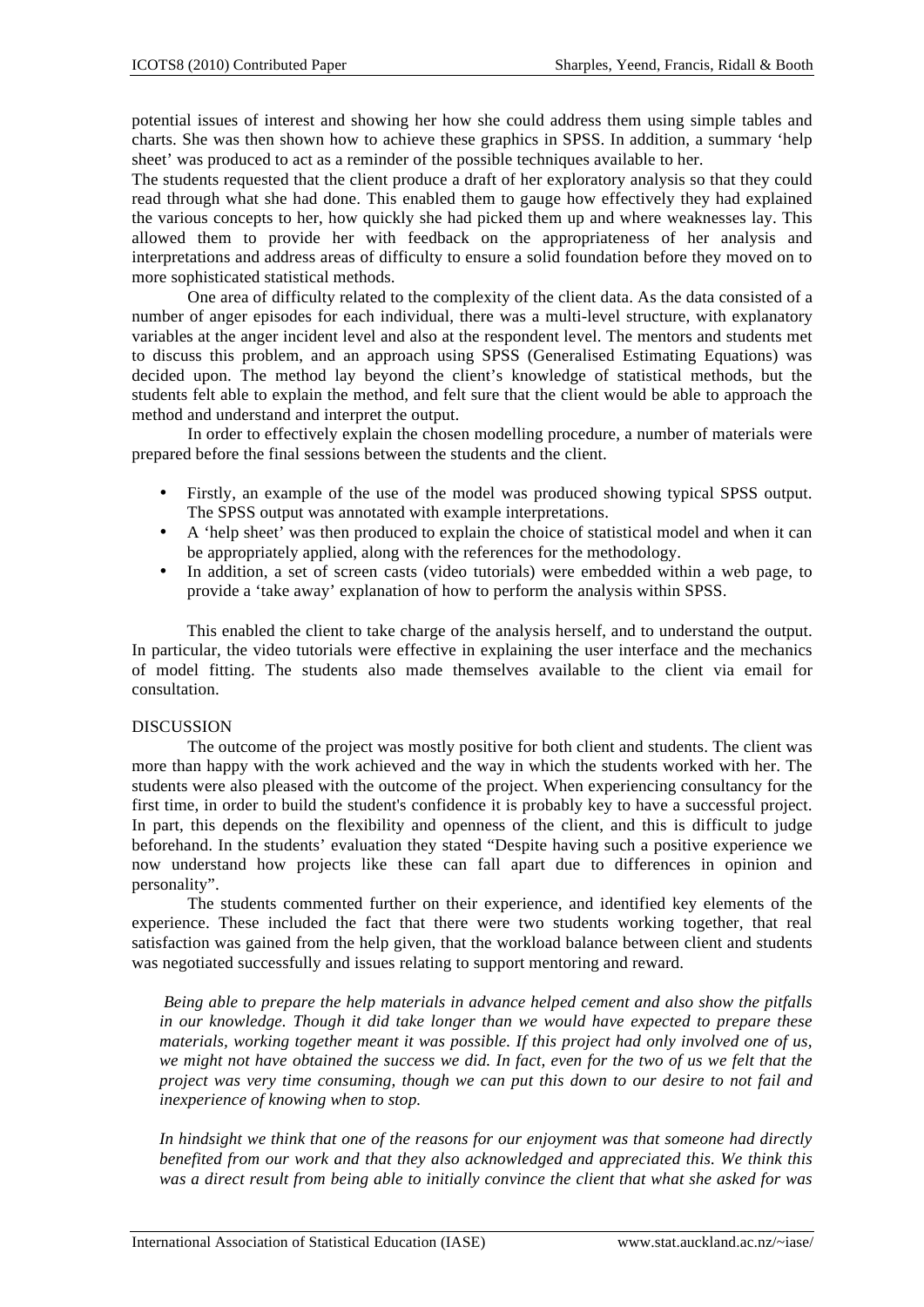potential issues of interest and showing her how she could address them using simple tables and charts. She was then shown how to achieve these graphics in SPSS. In addition, a summary 'help sheet' was produced to act as a reminder of the possible techniques available to her.

The students requested that the client produce a draft of her exploratory analysis so that they could read through what she had done. This enabled them to gauge how effectively they had explained the various concepts to her, how quickly she had picked them up and where weaknesses lay. This allowed them to provide her with feedback on the appropriateness of her analysis and interpretations and address areas of difficulty to ensure a solid foundation before they moved on to more sophisticated statistical methods.

One area of difficulty related to the complexity of the client data. As the data consisted of a number of anger episodes for each individual, there was a multi-level structure, with explanatory variables at the anger incident level and also at the respondent level. The mentors and students met to discuss this problem, and an approach using SPSS (Generalised Estimating Equations) was decided upon. The method lay beyond the client's knowledge of statistical methods, but the students felt able to explain the method, and felt sure that the client would be able to approach the method and understand and interpret the output.

In order to effectively explain the chosen modelling procedure, a number of materials were prepared before the final sessions between the students and the client.

- Firstly, an example of the use of the model was produced showing typical SPSS output. The SPSS output was annotated with example interpretations.
- A 'help sheet' was then produced to explain the choice of statistical model and when it can be appropriately applied, along with the references for the methodology.
- In addition, a set of screen casts (video tutorials) were embedded within a web page, to provide a 'take away' explanation of how to perform the analysis within SPSS.

This enabled the client to take charge of the analysis herself, and to understand the output. In particular, the video tutorials were effective in explaining the user interface and the mechanics of model fitting. The students also made themselves available to the client via email for consultation.

## DISCUSSION

The outcome of the project was mostly positive for both client and students. The client was more than happy with the work achieved and the way in which the students worked with her. The students were also pleased with the outcome of the project. When experiencing consultancy for the first time, in order to build the student's confidence it is probably key to have a successful project. In part, this depends on the flexibility and openness of the client, and this is difficult to judge beforehand. In the students' evaluation they stated "Despite having such a positive experience we now understand how projects like these can fall apart due to differences in opinion and personality".

The students commented further on their experience, and identified key elements of the experience. These included the fact that there were two students working together, that real satisfaction was gained from the help given, that the workload balance between client and students was negotiated successfully and issues relating to support mentoring and reward.

> *Being able to prepare the help materials in advance helped cement and also show the pitfalls in our knowledge. Though it did take longer than we would have expected to prepare these materials, working together meant it was possible. If this project had only involved one of us, we might not have obtained the success we did. In fact, even for the two of us we felt that the project was very time consuming, though we can put this down to our desire to not fail and inexperience of knowing when to stop.*

> *In hindsight we think that one of the reasons for our enjoyment was that someone had directly benefited from our work and that they also acknowledged and appreciated this. We think this was a direct result from being able to initially convince the client that what she asked for was*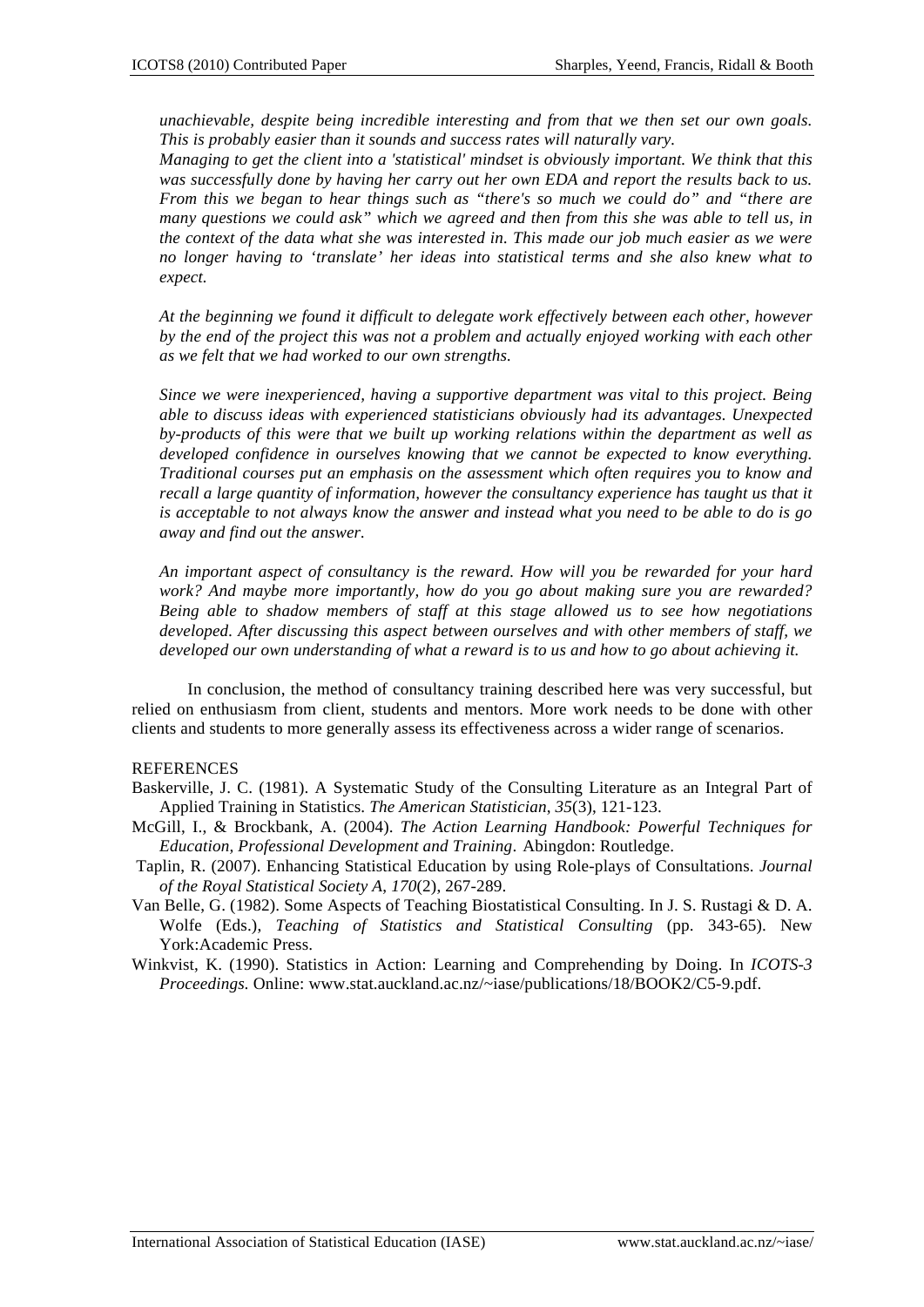*unachievable, despite being incredible interesting and from that we then set our own goals. This is probably easier than it sounds and success rates will naturally vary.*

*Managing to get the client into a 'statistical' mindset is obviously important. We think that this was successfully done by having her carry out her own EDA and report the results back to us. From this we began to hear things such as "there's so much we could do" and "there are many questions we could ask" which we agreed and then from this she was able to tell us, in the context of the data what she was interested in. This made our job much easier as we were no longer having to 'translate' her ideas into statistical terms and she also knew what to expect.*

*At the beginning we found it difficult to delegate work effectively between each other, however by the end of the project this was not a problem and actually enjoyed working with each other as we felt that we had worked to our own strengths.*

*Since we were inexperienced, having a supportive department was vital to this project. Being able to discuss ideas with experienced statisticians obviously had its advantages. Unexpected by-products of this were that we built up working relations within the department as well as developed confidence in ourselves knowing that we cannot be expected to know everything. Traditional courses put an emphasis on the assessment which often requires you to know and recall a large quantity of information, however the consultancy experience has taught us that it is acceptable to not always know the answer and instead what you need to be able to do is go away and find out the answer.*

*An important aspect of consultancy is the reward. How will you be rewarded for your hard work? And maybe more importantly, how do you go about making sure you are rewarded? Being able to shadow members of staff at this stage allowed us to see how negotiations developed. After discussing this aspect between ourselves and with other members of staff, we developed our own understanding of what a reward is to us and how to go about achieving it.*

In conclusion, the method of consultancy training described here was very successful, but relied on enthusiasm from client, students and mentors. More work needs to be done with other clients and students to more generally assess its effectiveness across a wider range of scenarios.

REFERENCES

Baskerville, J. C. (1981). A Systematic Study of the Consulting Literature as an Integral Part of Applied Training in Statistics. *The American Statistician*, *35*(3), 121-123.

McGill, I., & Brockbank, A. (2004). *The Action Learning Handbook: Powerful Techniques for Education, Professional Development and Training*. Abingdon: Routledge.

Taplin, R. (2007). Enhancing Statistical Education by using Role-plays of Consultations. *Journal of the Royal Statistical Society A*, *170*(2), 267-289.

Van Belle, G. (1982). Some Aspects of Teaching Biostatistical Consulting. In J. S. Rustagi & D. A. Wolfe (Eds.), *Teaching of Statistics and Statistical Consulting* (pp. 343-65). New York:Academic Press.

Winkvist, K. (1990). Statistics in Action: Learning and Comprehending by Doing. In *ICOTS-3 Proceedings.* Online: www.stat.auckland.ac.nz/~iase/publications/18/BOOK2/C5-9.pdf.